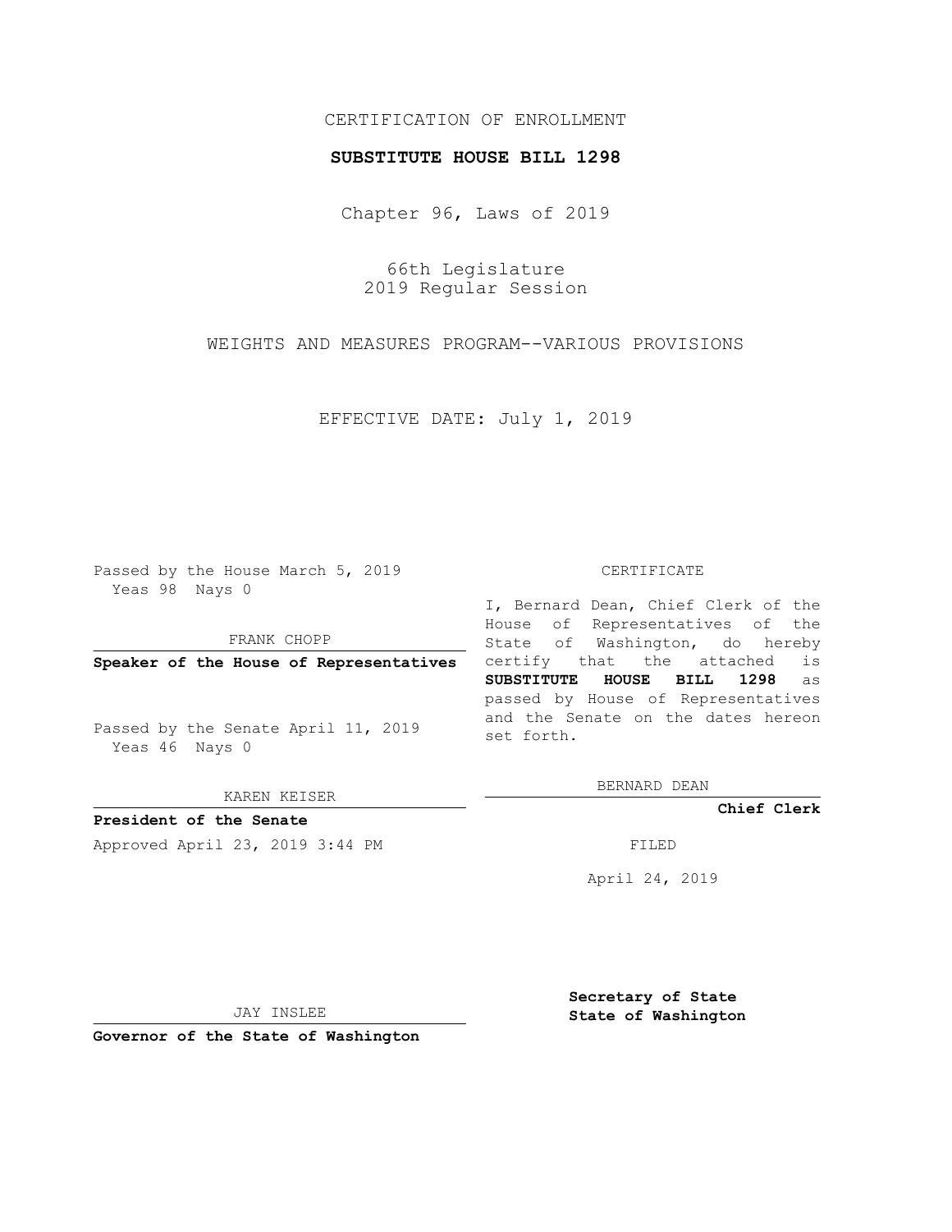CERTIFICATION OF ENROLLMENT

**SUBSTITUTE HOUSE BILL 1298**

Chapter 96, Laws of 2019

66th Legislature
2019 Regular Session

WEIGHTS AND MEASURES PROGRAM--VARIOUS PROVISIONS

EFFECTIVE DATE: July 1, 2019

Passed by the House March 5, 2019
Yeas 98 Nays 0

FRANK CHOPP

**Speaker of the House of Representatives**

Passed by the Senate April 11, 2019
Yeas 46 Nays 0

KAREN KEISER

**President of the Senate**

Approved April 23, 2019 3:44 PM

JAY INSLEE

**Governor of the State of Washington**

CERTIFICATE

I, Bernard Dean, Chief Clerk of the House of Representatives of the State of Washington, do hereby certify that the attached is **SUBSTITUTE HOUSE BILL 1298** as passed by House of Representatives and the Senate on the dates hereon set forth.

BERNARD DEAN

**Chief Clerk**

FILED

April 24, 2019

**Secretary of State**
**State of Washington**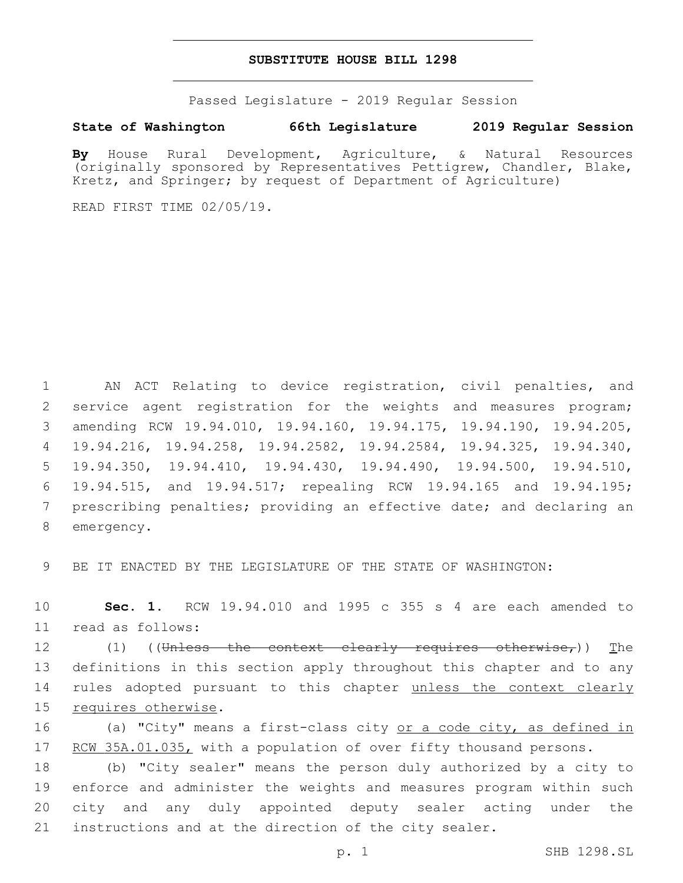# SUBSTITUTE HOUSE BILL 1298

Passed Legislature - 2019 Regular Session

**State of Washington 66th Legislature 2019 Regular Session**

**By** House Rural Development, Agriculture, & Natural Resources (originally sponsored by Representatives Pettigrew, Chandler, Blake, Kretz, and Springer; by request of Department of Agriculture)

READ FIRST TIME 02/05/19.

AN ACT Relating to device registration, civil penalties, and service agent registration for the weights and measures program; amending RCW 19.94.010, 19.94.160, 19.94.175, 19.94.190, 19.94.205, 19.94.216, 19.94.258, 19.94.2582, 19.94.2584, 19.94.325, 19.94.340, 19.94.350, 19.94.410, 19.94.430, 19.94.490, 19.94.500, 19.94.510, 19.94.515, and 19.94.517; repealing RCW 19.94.165 and 19.94.195; prescribing penalties; providing an effective date; and declaring an emergency.

BE IT ENACTED BY THE LEGISLATURE OF THE STATE OF WASHINGTON:

**Sec. 1.** RCW 19.94.010 and 1995 c 355 s 4 are each amended to read as follows:

(1) ((~~Unless the context clearly requires otherwise,~~)) <u>T</u>he definitions in this section apply throughout this chapter and to any rules adopted pursuant to this chapter <u>unless the context clearly requires otherwise</u>.

(a) "City" means a first-class city <u>or a code city, as defined in RCW 35A.01.035,</u> with a population of over fifty thousand persons.

(b) "City sealer" means the person duly authorized by a city to enforce and administer the weights and measures program within such city and any duly appointed deputy sealer acting under the instructions and at the direction of the city sealer.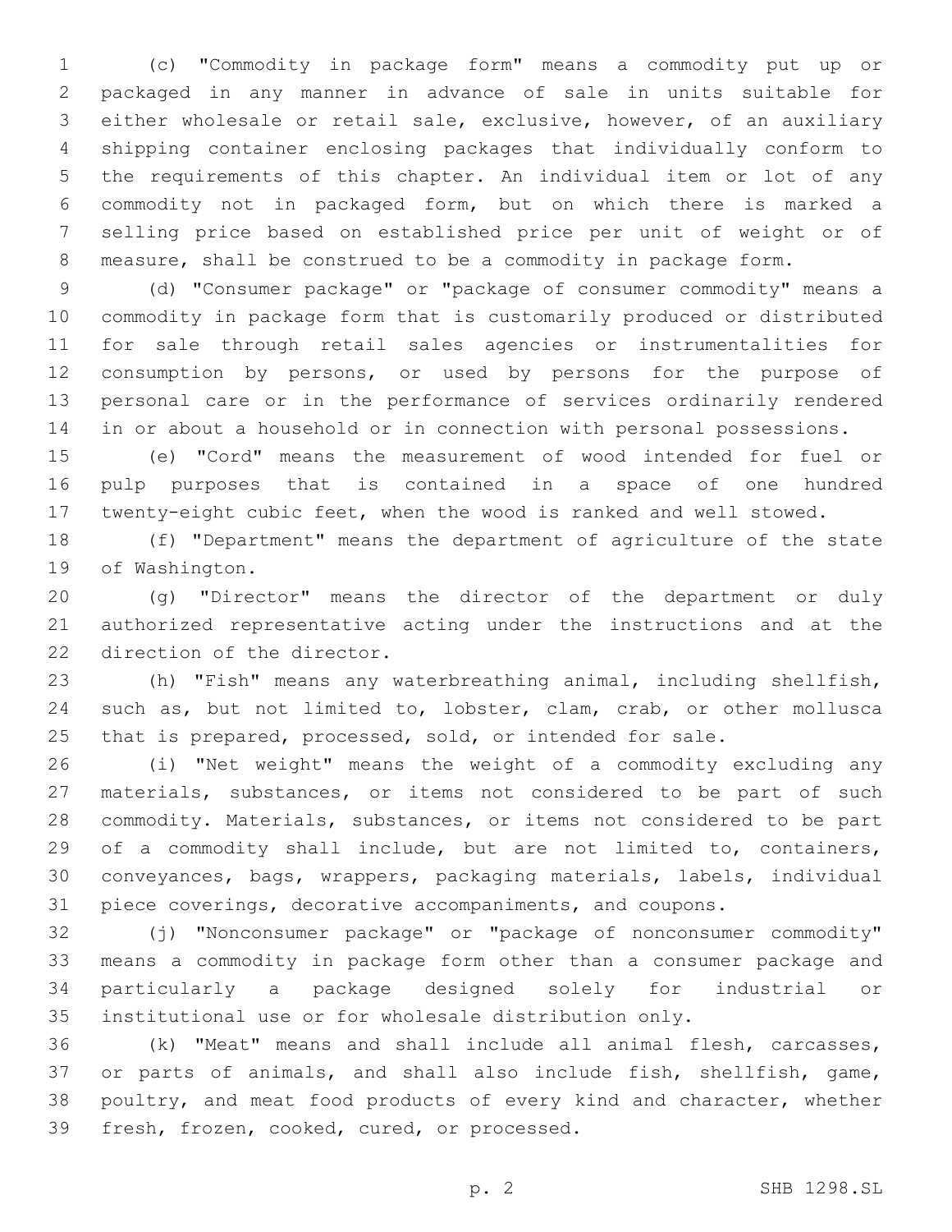(c) "Commodity in package form" means a commodity put up or packaged in any manner in advance of sale in units suitable for either wholesale or retail sale, exclusive, however, of an auxiliary shipping container enclosing packages that individually conform to the requirements of this chapter. An individual item or lot of any commodity not in packaged form, but on which there is marked a selling price based on established price per unit of weight or of measure, shall be construed to be a commodity in package form.

(d) "Consumer package" or "package of consumer commodity" means a commodity in package form that is customarily produced or distributed for sale through retail sales agencies or instrumentalities for consumption by persons, or used by persons for the purpose of personal care or in the performance of services ordinarily rendered in or about a household or in connection with personal possessions.

(e) "Cord" means the measurement of wood intended for fuel or pulp purposes that is contained in a space of one hundred twenty-eight cubic feet, when the wood is ranked and well stowed.

(f) "Department" means the department of agriculture of the state of Washington.

(g) "Director" means the director of the department or duly authorized representative acting under the instructions and at the direction of the director.

(h) "Fish" means any waterbreathing animal, including shellfish, such as, but not limited to, lobster, clam, crab, or other mollusca that is prepared, processed, sold, or intended for sale.

(i) "Net weight" means the weight of a commodity excluding any materials, substances, or items not considered to be part of such commodity. Materials, substances, or items not considered to be part of a commodity shall include, but are not limited to, containers, conveyances, bags, wrappers, packaging materials, labels, individual piece coverings, decorative accompaniments, and coupons.

(j) "Nonconsumer package" or "package of nonconsumer commodity" means a commodity in package form other than a consumer package and particularly a package designed solely for industrial or institutional use or for wholesale distribution only.

(k) "Meat" means and shall include all animal flesh, carcasses, or parts of animals, and shall also include fish, shellfish, game, poultry, and meat food products of every kind and character, whether fresh, frozen, cooked, cured, or processed.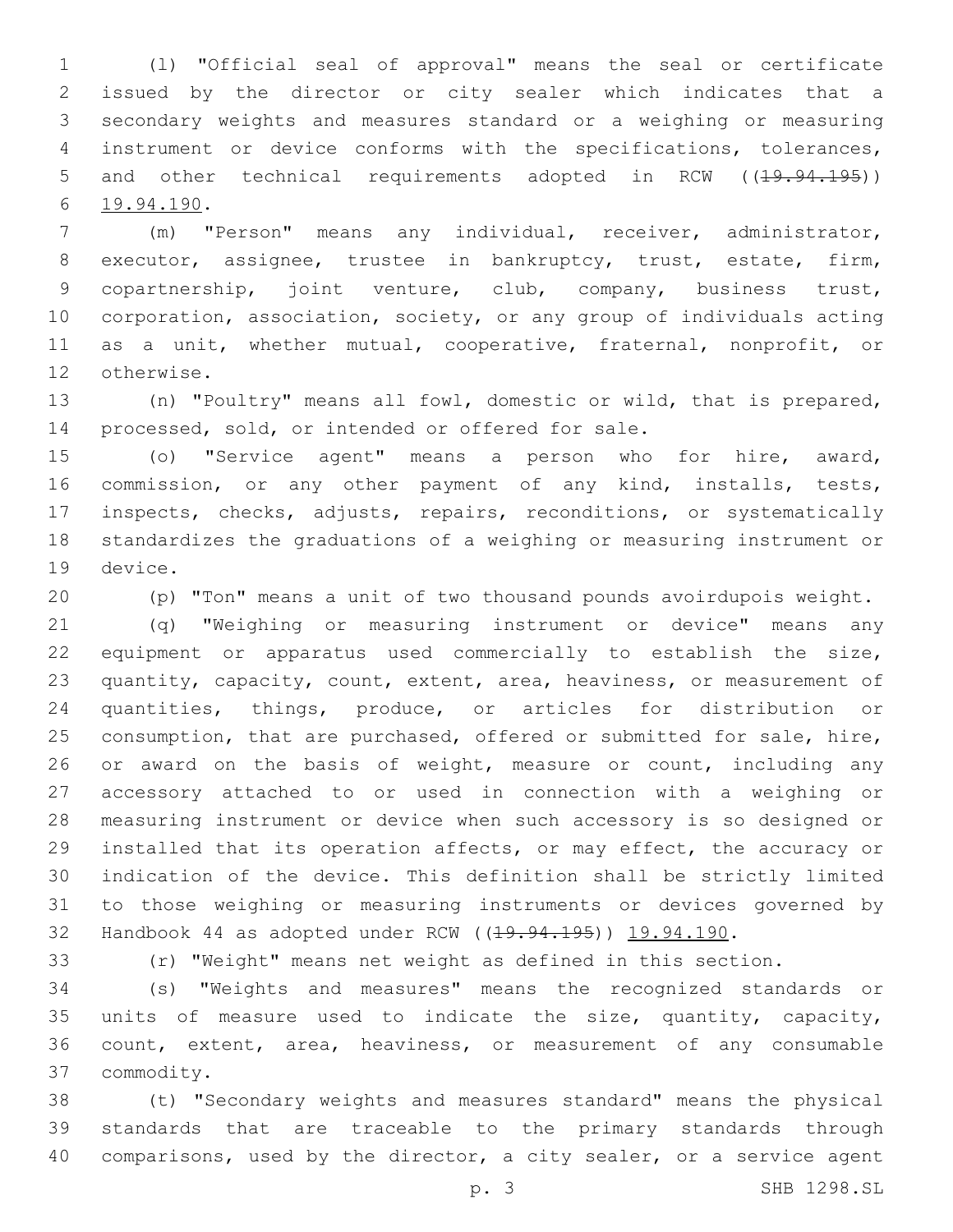(l) "Official seal of approval" means the seal or certificate issued by the director or city sealer which indicates that a secondary weights and measures standard or a weighing or measuring instrument or device conforms with the specifications, tolerances, and other technical requirements adopted in RCW ((~~19.94.195~~)) 19.94.190.

(m) "Person" means any individual, receiver, administrator, executor, assignee, trustee in bankruptcy, trust, estate, firm, copartnership, joint venture, club, company, business trust, corporation, association, society, or any group of individuals acting as a unit, whether mutual, cooperative, fraternal, nonprofit, or otherwise.

(n) "Poultry" means all fowl, domestic or wild, that is prepared, processed, sold, or intended or offered for sale.

(o) "Service agent" means a person who for hire, award, commission, or any other payment of any kind, installs, tests, inspects, checks, adjusts, repairs, reconditions, or systematically standardizes the graduations of a weighing or measuring instrument or device.

(p) "Ton" means a unit of two thousand pounds avoirdupois weight.

(q) "Weighing or measuring instrument or device" means any equipment or apparatus used commercially to establish the size, quantity, capacity, count, extent, area, heaviness, or measurement of quantities, things, produce, or articles for distribution or consumption, that are purchased, offered or submitted for sale, hire, or award on the basis of weight, measure or count, including any accessory attached to or used in connection with a weighing or measuring instrument or device when such accessory is so designed or installed that its operation affects, or may effect, the accuracy or indication of the device. This definition shall be strictly limited to those weighing or measuring instruments or devices governed by Handbook 44 as adopted under RCW ((~~19.94.195~~)) 19.94.190.

(r) "Weight" means net weight as defined in this section.

(s) "Weights and measures" means the recognized standards or units of measure used to indicate the size, quantity, capacity, count, extent, area, heaviness, or measurement of any consumable commodity.

(t) "Secondary weights and measures standard" means the physical standards that are traceable to the primary standards through comparisons, used by the director, a city sealer, or a service agent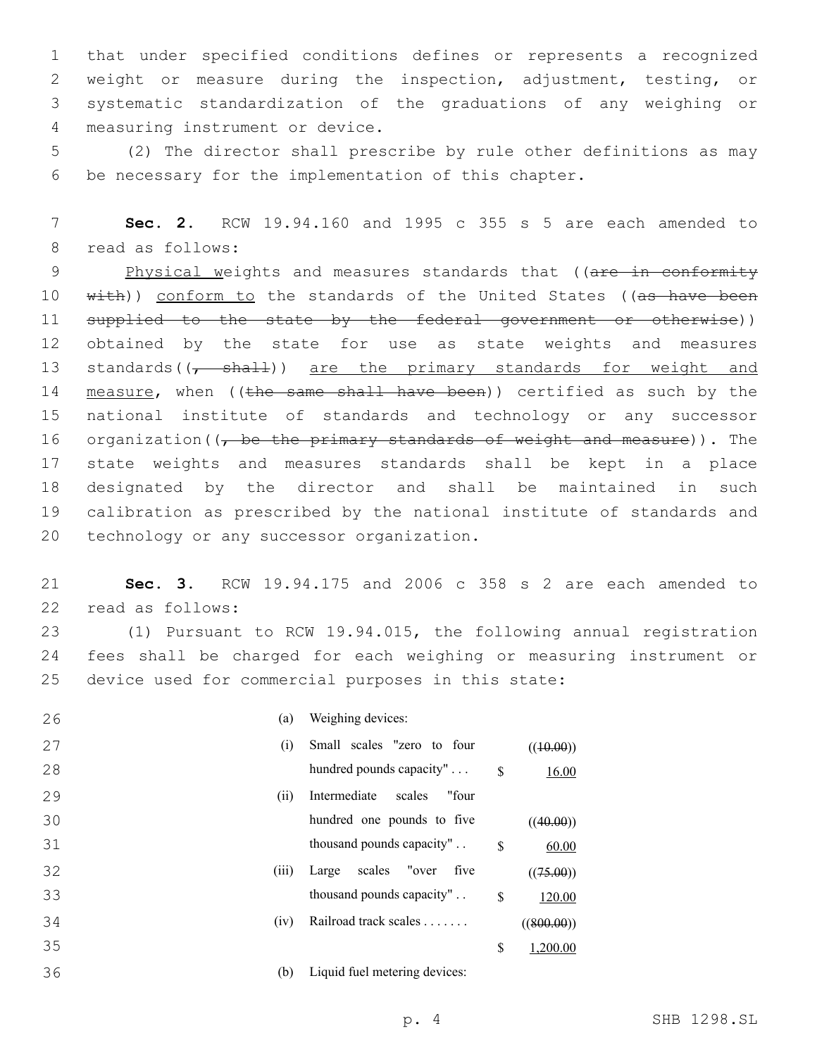that under specified conditions defines or represents a recognized weight or measure during the inspection, adjustment, testing, or systematic standardization of the graduations of any weighing or measuring instrument or device.

(2) The director shall prescribe by rule other definitions as may be necessary for the implementation of this chapter.

**Sec. 2.** RCW 19.94.160 and 1995 c 355 s 5 are each amended to read as follows:

Physical weights and measures standards that ((~~are in conformity with~~)) conform to the standards of the United States ((~~as have been supplied to the state by the federal government or otherwise~~)) obtained by the state for use as state weights and measures standards((~~, shall~~)) are the primary standards for weight and measure, when ((~~the same shall have been~~)) certified as such by the national institute of standards and technology or any successor organization((~~, be the primary standards of weight and measure~~)). The state weights and measures standards shall be kept in a place designated by the director and shall be maintained in such calibration as prescribed by the national institute of standards and technology or any successor organization.

**Sec. 3.** RCW 19.94.175 and 2006 c 358 s 2 are each amended to read as follows:

(1) Pursuant to RCW 19.94.015, the following annual registration fees shall be charged for each weighing or measuring instrument or device used for commercial purposes in this state:

| | | | |
|---|---|---|---|
| (a) | Weighing devices: | | |
| (i) | Small scales "zero to four hundred pounds capacity" . . . | $ | ((~~10.00~~)) 16.00 |
| (ii) | Intermediate scales "four hundred one pounds to five thousand pounds capacity" . . | $ | ((~~40.00~~)) 60.00 |
| (iii) | Large scales "over five thousand pounds capacity" . . | $ | ((~~75.00~~)) 120.00 |
| (iv) | Railroad track scales . . . . . . . | $ | ((~~800.00~~)) 1,200.00 |
| (b) | Liquid fuel metering devices: | | |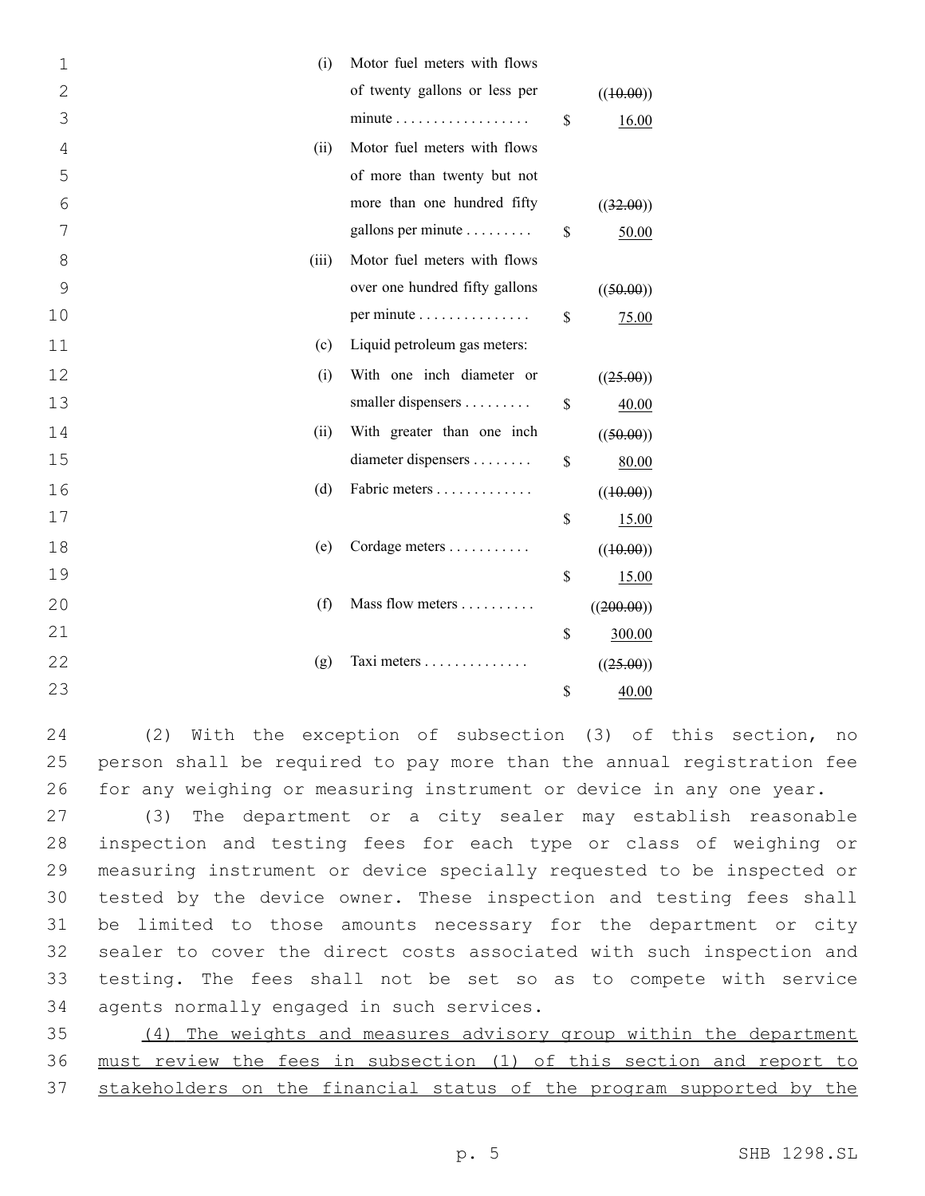| | | | |
|---|---|---|---|
| (i) | Motor fuel meters with flows of twenty gallons or less per minute . . . . . . . . . . . . . . . . . . | $ | ((~~10.00~~)) <u>16.00</u> |
| (ii) | Motor fuel meters with flows of more than twenty but not more than one hundred fifty gallons per minute . . . . . . . . . | $ | ((~~32.00~~)) <u>50.00</u> |
| (iii) | Motor fuel meters with flows over one hundred fifty gallons per minute . . . . . . . . . . . . . . . | $ | ((~~50.00~~)) <u>75.00</u> |
| (c) | Liquid petroleum gas meters: | | |
| (i) | With one inch diameter or smaller dispensers . . . . . . . . . | $ | ((~~25.00~~)) <u>40.00</u> |
| (ii) | With greater than one inch diameter dispensers . . . . . . . . | $ | ((~~50.00~~)) <u>80.00</u> |
| (d) | Fabric meters . . . . . . . . . . . . . | $ | ((~~10.00~~)) <u>15.00</u> |
| (e) | Cordage meters . . . . . . . . . . . | $ | ((~~10.00~~)) <u>15.00</u> |
| (f) | Mass flow meters . . . . . . . . . . | $ | ((~~200.00~~)) <u>300.00</u> |
| (g) | Taxi meters . . . . . . . . . . . . . . | $ | ((~~25.00~~)) <u>40.00</u> |

(2) With the exception of subsection (3) of this section, no person shall be required to pay more than the annual registration fee for any weighing or measuring instrument or device in any one year.

(3) The department or a city sealer may establish reasonable inspection and testing fees for each type or class of weighing or measuring instrument or device specially requested to be inspected or tested by the device owner. These inspection and testing fees shall be limited to those amounts necessary for the department or city sealer to cover the direct costs associated with such inspection and testing. The fees shall not be set so as to compete with service agents normally engaged in such services.

<u>(4) The weights and measures advisory group within the department must review the fees in subsection (1) of this section and report to stakeholders on the financial status of the program supported by the</u>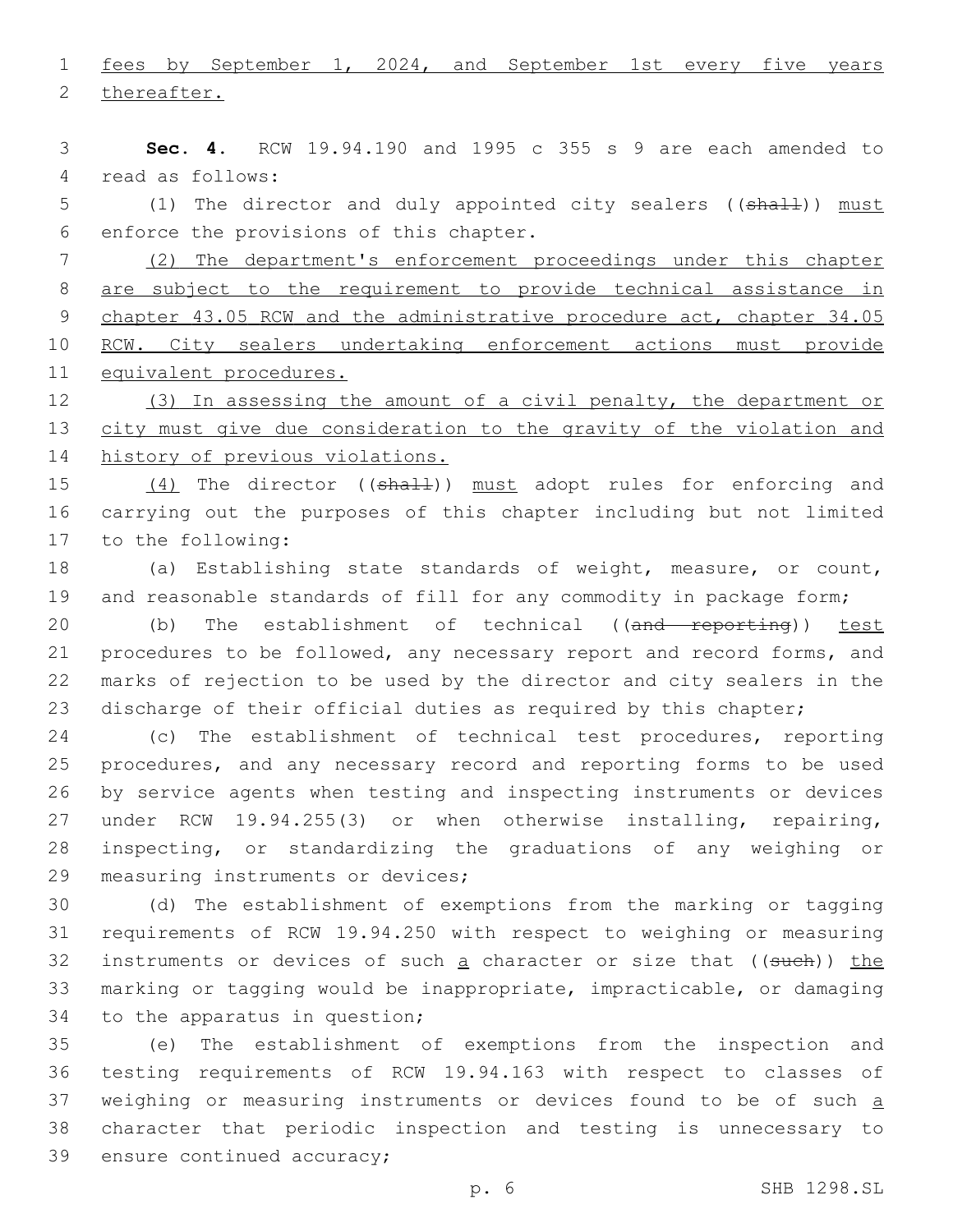fees by September 1, 2024, and September 1st every five years thereafter.

**Sec. 4.** RCW 19.94.190 and 1995 c 355 s 9 are each amended to read as follows:

(1) The director and duly appointed city sealers ((~~shall~~)) must enforce the provisions of this chapter.

(2) The department's enforcement proceedings under this chapter are subject to the requirement to provide technical assistance in chapter 43.05 RCW and the administrative procedure act, chapter 34.05 RCW. City sealers undertaking enforcement actions must provide equivalent procedures.

(3) In assessing the amount of a civil penalty, the department or city must give due consideration to the gravity of the violation and history of previous violations.

(4) The director ((~~shall~~)) must adopt rules for enforcing and carrying out the purposes of this chapter including but not limited to the following:

(a) Establishing state standards of weight, measure, or count, and reasonable standards of fill for any commodity in package form;

(b) The establishment of technical ((~~and reporting~~)) test procedures to be followed, any necessary report and record forms, and marks of rejection to be used by the director and city sealers in the discharge of their official duties as required by this chapter;

(c) The establishment of technical test procedures, reporting procedures, and any necessary record and reporting forms to be used by service agents when testing and inspecting instruments or devices under RCW 19.94.255(3) or when otherwise installing, repairing, inspecting, or standardizing the graduations of any weighing or measuring instruments or devices;

(d) The establishment of exemptions from the marking or tagging requirements of RCW 19.94.250 with respect to weighing or measuring instruments or devices of such a character or size that ((~~such~~)) the marking or tagging would be inappropriate, impracticable, or damaging to the apparatus in question;

(e) The establishment of exemptions from the inspection and testing requirements of RCW 19.94.163 with respect to classes of weighing or measuring instruments or devices found to be of such a character that periodic inspection and testing is unnecessary to ensure continued accuracy;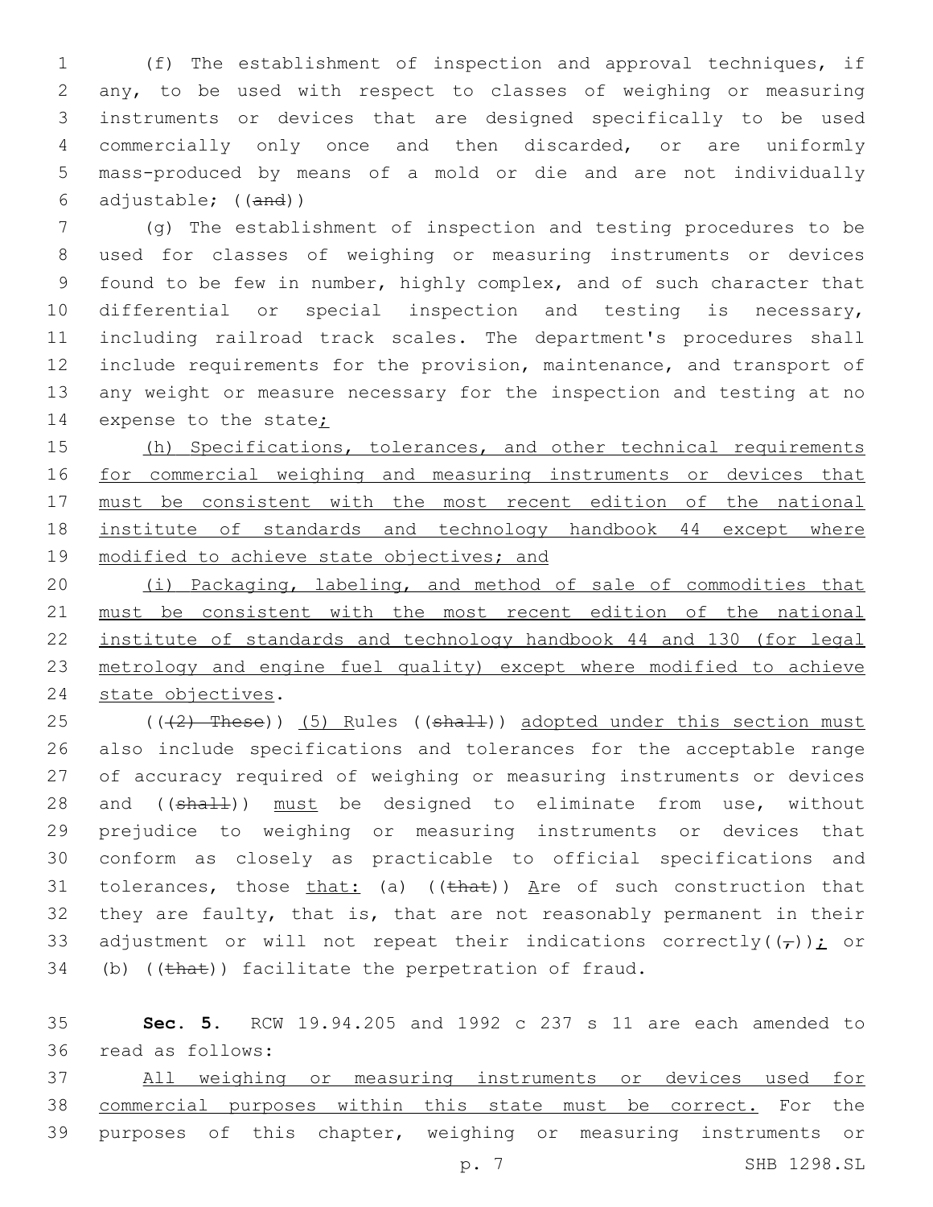(f) The establishment of inspection and approval techniques, if any, to be used with respect to classes of weighing or measuring instruments or devices that are designed specifically to be used commercially only once and then discarded, or are uniformly mass-produced by means of a mold or die and are not individually adjustable; ((~~and~~))

(g) The establishment of inspection and testing procedures to be used for classes of weighing or measuring instruments or devices found to be few in number, highly complex, and of such character that differential or special inspection and testing is necessary, including railroad track scales. The department's procedures shall include requirements for the provision, maintenance, and transport of any weight or measure necessary for the inspection and testing at no expense to the state<ins>;</ins>

<ins>(h) Specifications, tolerances, and other technical requirements for commercial weighing and measuring instruments or devices that must be consistent with the most recent edition of the national institute of standards and technology handbook 44 except where modified to achieve state objectives; and</ins>

<ins>(i) Packaging, labeling, and method of sale of commodities that must be consistent with the most recent edition of the national institute of standards and technology handbook 44 and 130 (for legal metrology and engine fuel quality) except where modified to achieve state objectives</ins>.

((~~(2) These~~)) <ins>(5) R</ins>ules ((~~shall~~)) <ins>adopted under this section must</ins> also include specifications and tolerances for the acceptable range of accuracy required of weighing or measuring instruments or devices and ((~~shall~~)) <ins>must</ins> be designed to eliminate from use, without prejudice to weighing or measuring instruments or devices that conform as closely as practicable to official specifications and tolerances, those <ins>that:</ins> (a) ((~~that~~)) <ins>A</ins>re of such construction that they are faulty, that is, that are not reasonably permanent in their adjustment or will not repeat their indications correctly((~~,~~))<ins>;</ins> or (b) ((~~that~~)) facilitate the perpetration of fraud.

**Sec. 5.** RCW 19.94.205 and 1992 c 237 s 11 are each amended to read as follows:

<ins>All weighing or measuring instruments or devices used for commercial purposes within this state must be correct.</ins> For the purposes of this chapter, weighing or measuring instruments or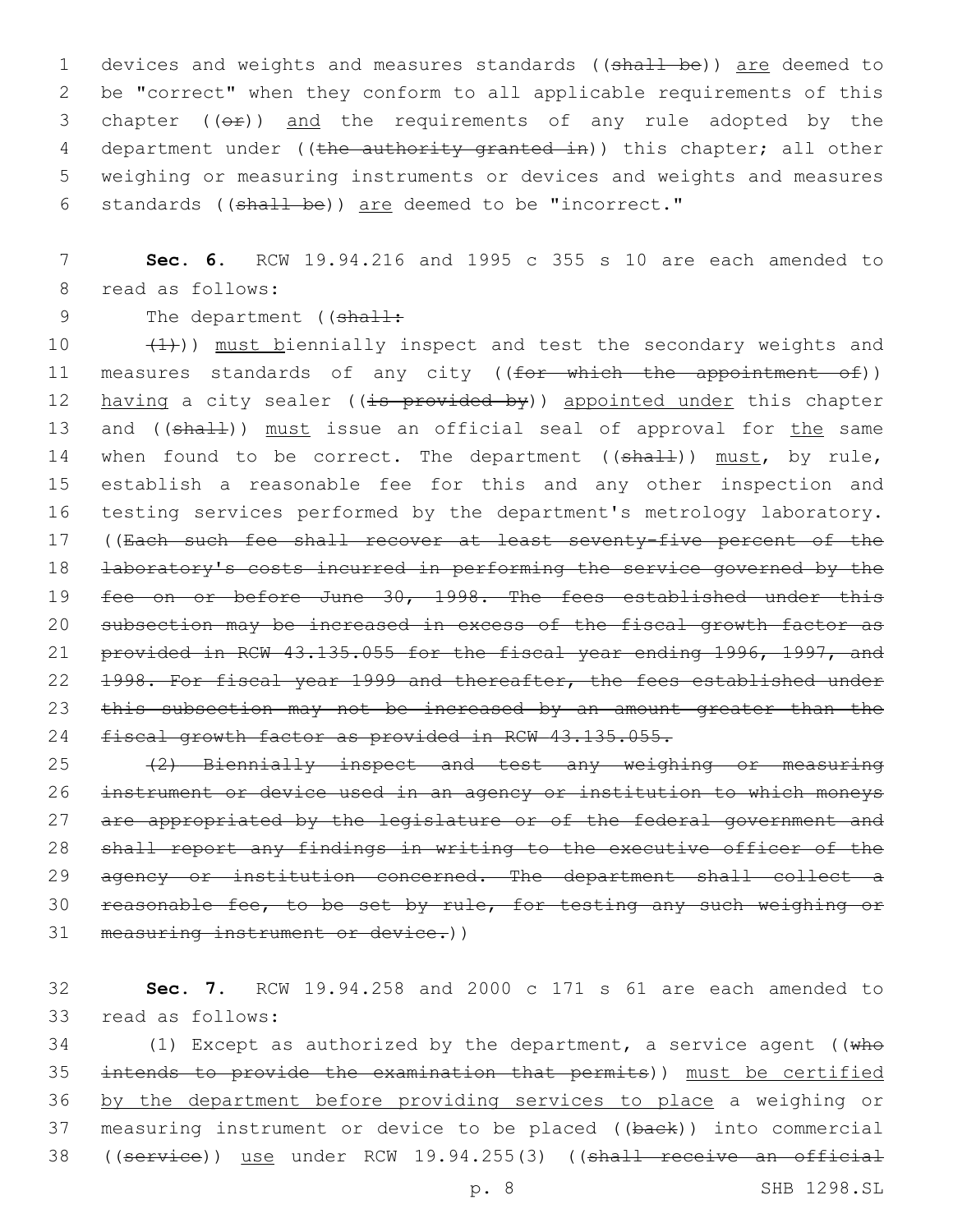devices and weights and measures standards ((~~shall be~~)) <u>are</u> deemed to be "correct" when they conform to all applicable requirements of this chapter ((~~or~~)) <u>and</u> the requirements of any rule adopted by the department under ((~~the authority granted in~~)) this chapter; all other weighing or measuring instruments or devices and weights and measures standards ((~~shall be~~)) <u>are</u> deemed to be "incorrect."

**Sec. 6.** RCW 19.94.216 and 1995 c 355 s 10 are each amended to read as follows:

The department ((~~shall:~~

~~(1)~~)) <u>must b</u>iennially inspect and test the secondary weights and measures standards of any city ((~~for which the appointment of~~)) <u>having</u> a city sealer ((~~is provided by~~)) <u>appointed under</u> this chapter and ((~~shall~~)) <u>must</u> issue an official seal of approval for <u>the</u> same when found to be correct. The department ((~~shall~~)) <u>must</u>, by rule, establish a reasonable fee for this and any other inspection and testing services performed by the department's metrology laboratory. ((~~Each such fee shall recover at least seventy-five percent of the laboratory's costs incurred in performing the service governed by the fee on or before June 30, 1998. The fees established under this subsection may be increased in excess of the fiscal growth factor as provided in RCW 43.135.055 for the fiscal year ending 1996, 1997, and 1998. For fiscal year 1999 and thereafter, the fees established under this subsection may not be increased by an amount greater than the fiscal growth factor as provided in RCW 43.135.055.~~

~~(2) Biennially inspect and test any weighing or measuring instrument or device used in an agency or institution to which moneys are appropriated by the legislature or of the federal government and shall report any findings in writing to the executive officer of the agency or institution concerned. The department shall collect a reasonable fee, to be set by rule, for testing any such weighing or measuring instrument or device.~~))

**Sec. 7.** RCW 19.94.258 and 2000 c 171 s 61 are each amended to read as follows:

(1) Except as authorized by the department, a service agent ((~~who intends to provide the examination that permits~~)) <u>must be certified by the department before providing services to place</u> a weighing or measuring instrument or device to be placed ((~~back~~)) into commercial ((~~service~~)) <u>use</u> under RCW 19.94.255(3) ((~~shall receive an official~~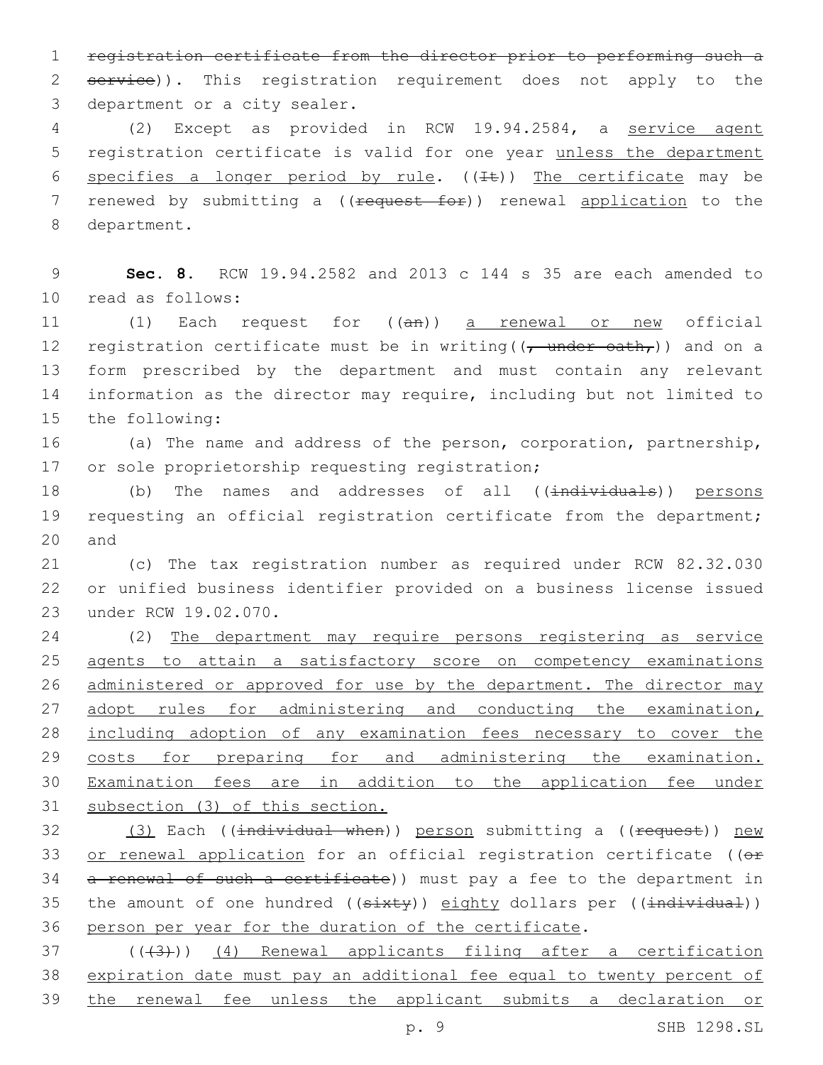registration certificate from the director prior to performing such a service)). This registration requirement does not apply to the department or a city sealer.

(2) Except as provided in RCW 19.94.2584, a service agent registration certificate is valid for one year unless the department specifies a longer period by rule. ((It)) The certificate may be renewed by submitting a ((request for)) renewal application to the department.

**Sec. 8.** RCW 19.94.2582 and 2013 c 144 s 35 are each amended to read as follows:

(1) Each request for ((an)) a renewal or new official registration certificate must be in writing((, under oath,)) and on a form prescribed by the department and must contain any relevant information as the director may require, including but not limited to the following:

(a) The name and address of the person, corporation, partnership, or sole proprietorship requesting registration;

(b) The names and addresses of all ((individuals)) persons requesting an official registration certificate from the department; and

(c) The tax registration number as required under RCW 82.32.030 or unified business identifier provided on a business license issued under RCW 19.02.070.

(2) The department may require persons registering as service agents to attain a satisfactory score on competency examinations administered or approved for use by the department. The director may adopt rules for administering and conducting the examination, including adoption of any examination fees necessary to cover the costs for preparing for and administering the examination. Examination fees are in addition to the application fee under subsection (3) of this section.

(3) Each ((individual when)) person submitting a ((request)) new or renewal application for an official registration certificate ((or a renewal of such a certificate)) must pay a fee to the department in the amount of one hundred ((sixty)) eighty dollars per ((individual)) person per year for the duration of the certificate.

(((3))) (4) Renewal applicants filing after a certification expiration date must pay an additional fee equal to twenty percent of the renewal fee unless the applicant submits a declaration or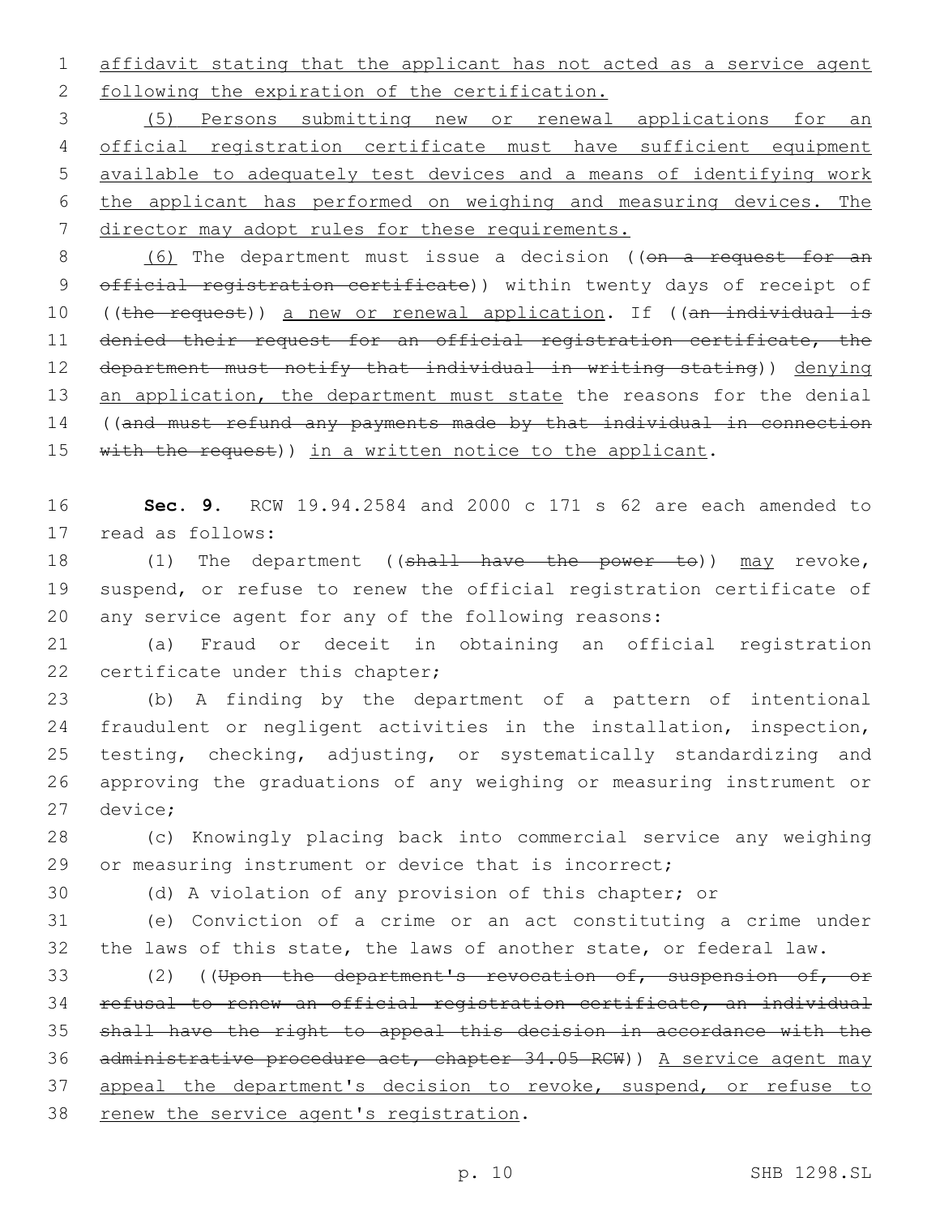affidavit stating that the applicant has not acted as a service agent following the expiration of the certification.

(5) Persons submitting new or renewal applications for an official registration certificate must have sufficient equipment available to adequately test devices and a means of identifying work the applicant has performed on weighing and measuring devices. The director may adopt rules for these requirements.

(6) The department must issue a decision ((~~on a request for an official registration certificate~~)) within twenty days of receipt of ((~~the request~~)) a new or renewal application. If ((~~an individual is denied their request for an official registration certificate, the department must notify that individual in writing stating~~)) denying an application, the department must state the reasons for the denial ((~~and must refund any payments made by that individual in connection with the request~~)) in a written notice to the applicant.

**Sec. 9.** RCW 19.94.2584 and 2000 c 171 s 62 are each amended to read as follows:

(1) The department ((~~shall have the power to~~)) may revoke, suspend, or refuse to renew the official registration certificate of any service agent for any of the following reasons:

(a) Fraud or deceit in obtaining an official registration certificate under this chapter;

(b) A finding by the department of a pattern of intentional fraudulent or negligent activities in the installation, inspection, testing, checking, adjusting, or systematically standardizing and approving the graduations of any weighing or measuring instrument or device;

(c) Knowingly placing back into commercial service any weighing or measuring instrument or device that is incorrect;

(d) A violation of any provision of this chapter; or

(e) Conviction of a crime or an act constituting a crime under the laws of this state, the laws of another state, or federal law.

(2) ((~~Upon the department's revocation of, suspension of, or refusal to renew an official registration certificate, an individual shall have the right to appeal this decision in accordance with the administrative procedure act, chapter 34.05 RCW~~)) A service agent may appeal the department's decision to revoke, suspend, or refuse to renew the service agent's registration.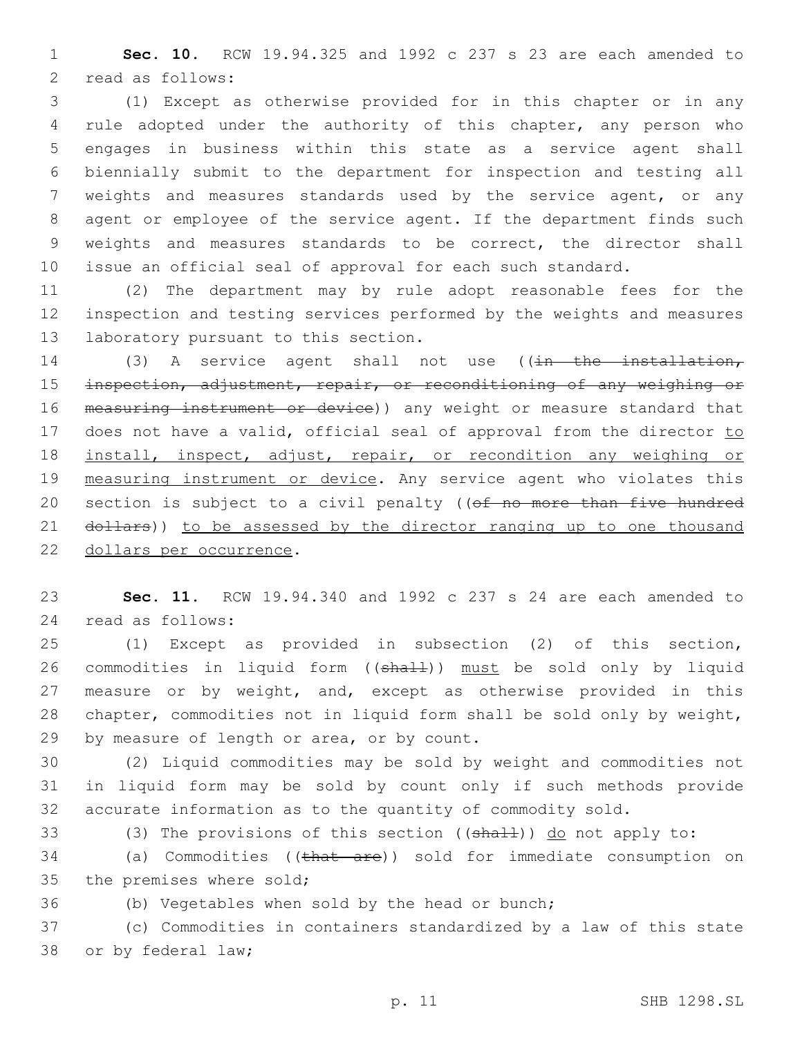**Sec. 10.** RCW 19.94.325 and 1992 c 237 s 23 are each amended to read as follows:

(1) Except as otherwise provided for in this chapter or in any rule adopted under the authority of this chapter, any person who engages in business within this state as a service agent shall biennially submit to the department for inspection and testing all weights and measures standards used by the service agent, or any agent or employee of the service agent. If the department finds such weights and measures standards to be correct, the director shall issue an official seal of approval for each such standard.

(2) The department may by rule adopt reasonable fees for the inspection and testing services performed by the weights and measures laboratory pursuant to this section.

(3) A service agent shall not use ((~~in the installation, inspection, adjustment, repair, or reconditioning of any weighing or measuring instrument or device~~)) any weight or measure standard that does not have a valid, official seal of approval from the director <u>to install, inspect, adjust, repair, or recondition any weighing or measuring instrument or device</u>. Any service agent who violates this section is subject to a civil penalty ((~~of no more than five hundred dollars~~)) <u>to be assessed by the director ranging up to one thousand dollars per occurrence</u>.

**Sec. 11.** RCW 19.94.340 and 1992 c 237 s 24 are each amended to read as follows:

(1) Except as provided in subsection (2) of this section, commodities in liquid form ((~~shall~~)) <u>must</u> be sold only by liquid measure or by weight, and, except as otherwise provided in this chapter, commodities not in liquid form shall be sold only by weight, by measure of length or area, or by count.

(2) Liquid commodities may be sold by weight and commodities not in liquid form may be sold by count only if such methods provide accurate information as to the quantity of commodity sold.

(3) The provisions of this section ((~~shall~~)) <u>do</u> not apply to:

(a) Commodities ((~~that are~~)) sold for immediate consumption on the premises where sold;

(b) Vegetables when sold by the head or bunch;

(c) Commodities in containers standardized by a law of this state or by federal law;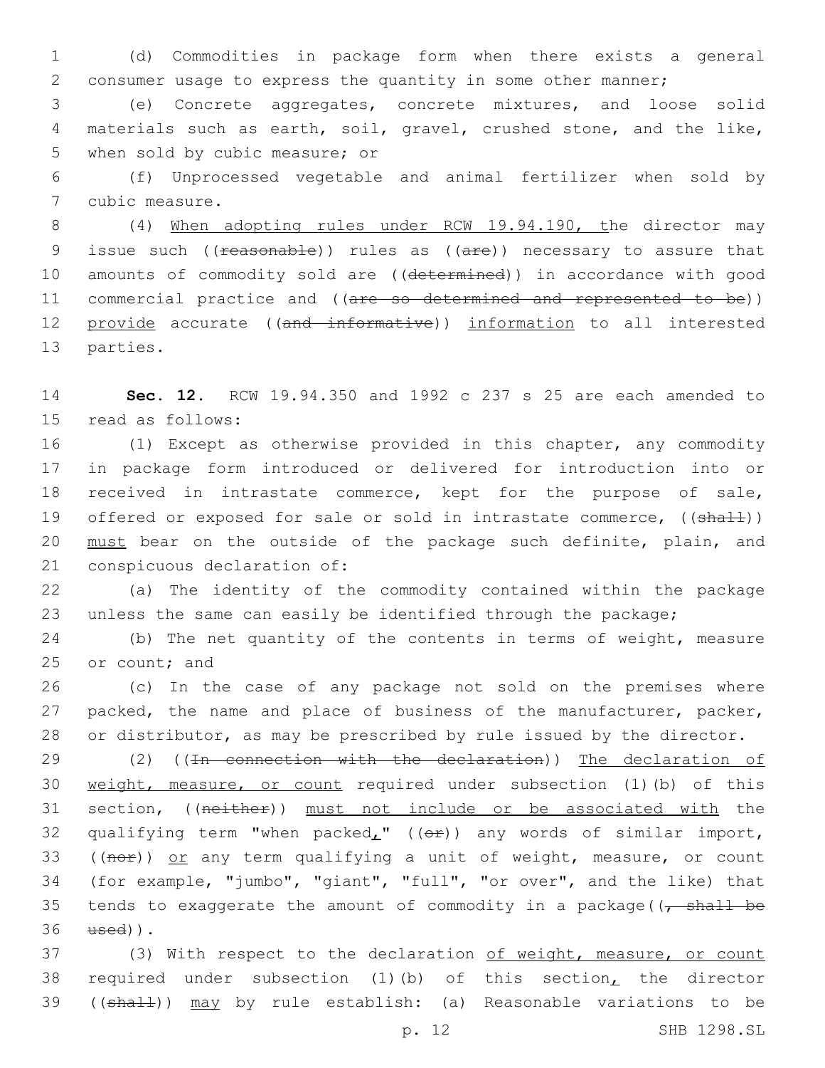(d) Commodities in package form when there exists a general consumer usage to express the quantity in some other manner;

(e) Concrete aggregates, concrete mixtures, and loose solid materials such as earth, soil, gravel, crushed stone, and the like, when sold by cubic measure; or

(f) Unprocessed vegetable and animal fertilizer when sold by cubic measure.

(4) When adopting rules under RCW 19.94.190, the director may issue such ((reasonable)) rules as ((are)) necessary to assure that amounts of commodity sold are ((determined)) in accordance with good commercial practice and ((are so determined and represented to be)) provide accurate ((and informative)) information to all interested parties.

**Sec. 12.** RCW 19.94.350 and 1992 c 237 s 25 are each amended to read as follows:

(1) Except as otherwise provided in this chapter, any commodity in package form introduced or delivered for introduction into or received in intrastate commerce, kept for the purpose of sale, offered or exposed for sale or sold in intrastate commerce, ((shall)) must bear on the outside of the package such definite, plain, and conspicuous declaration of:

(a) The identity of the commodity contained within the package unless the same can easily be identified through the package;

(b) The net quantity of the contents in terms of weight, measure or count; and

(c) In the case of any package not sold on the premises where packed, the name and place of business of the manufacturer, packer, or distributor, as may be prescribed by rule issued by the director.

(2) ((In connection with the declaration)) The declaration of weight, measure, or count required under subsection (1)(b) of this section, ((neither)) must not include or be associated with the qualifying term "when packed," ((or)) any words of similar import, ((nor)) or any term qualifying a unit of weight, measure, or count (for example, "jumbo", "giant", "full", "or over", and the like) that tends to exaggerate the amount of commodity in a package((, shall be used)).

(3) With respect to the declaration of weight, measure, or count required under subsection (1)(b) of this section, the director ((shall)) may by rule establish: (a) Reasonable variations to be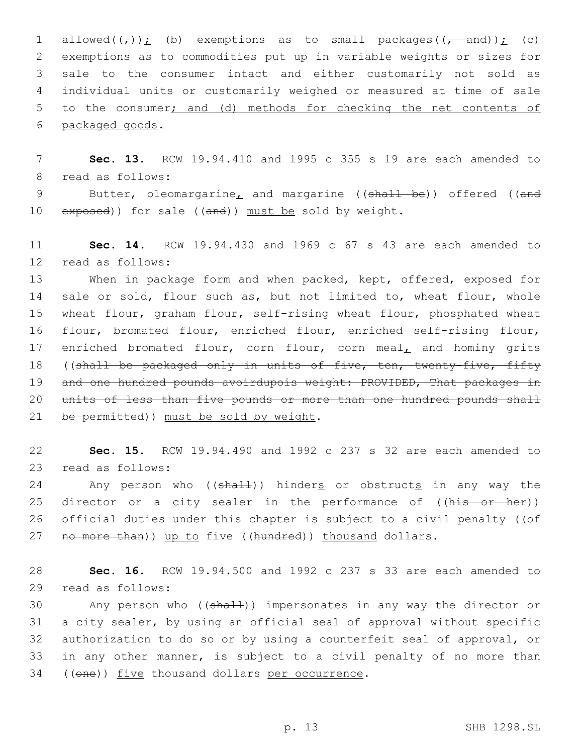allowed((,)); (b) exemptions as to small packages((, and)); (c) exemptions as to commodities put up in variable weights or sizes for sale to the consumer intact and either customarily not sold as individual units or customarily weighed or measured at time of sale to the consumer; and (d) methods for checking the net contents of packaged goods.

**Sec. 13.** RCW 19.94.410 and 1995 c 355 s 19 are each amended to read as follows:

Butter, oleomargarine, and margarine ((shall be)) offered ((and exposed)) for sale ((and)) must be sold by weight.

**Sec. 14.** RCW 19.94.430 and 1969 c 67 s 43 are each amended to read as follows:

When in package form and when packed, kept, offered, exposed for sale or sold, flour such as, but not limited to, wheat flour, whole wheat flour, graham flour, self-rising wheat flour, phosphated wheat flour, bromated flour, enriched flour, enriched self-rising flour, enriched bromated flour, corn flour, corn meal, and hominy grits ((shall be packaged only in units of five, ten, twenty-five, fifty and one hundred pounds avoirdupois weight: PROVIDED, That packages in units of less than five pounds or more than one hundred pounds shall be permitted)) must be sold by weight.

**Sec. 15.** RCW 19.94.490 and 1992 c 237 s 32 are each amended to read as follows:

Any person who ((shall)) hinders or obstructs in any way the director or a city sealer in the performance of ((his or her)) official duties under this chapter is subject to a civil penalty ((of no more than)) up to five ((hundred)) thousand dollars.

**Sec. 16.** RCW 19.94.500 and 1992 c 237 s 33 are each amended to read as follows:

Any person who ((shall)) impersonates in any way the director or a city sealer, by using an official seal of approval without specific authorization to do so or by using a counterfeit seal of approval, or in any other manner, is subject to a civil penalty of no more than ((one)) five thousand dollars per occurrence.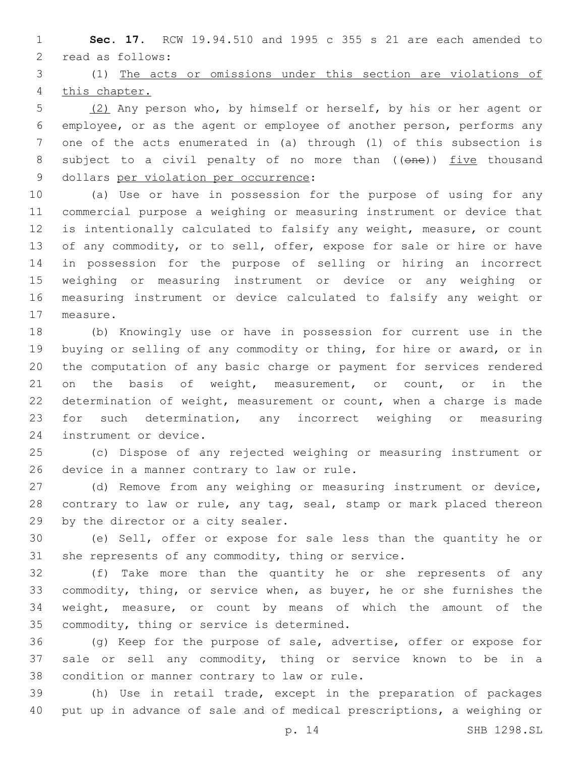**Sec. 17.** RCW 19.94.510 and 1995 c 355 s 21 are each amended to read as follows:

(1) The acts or omissions under this section are violations of this chapter.

(2) Any person who, by himself or herself, by his or her agent or employee, or as the agent or employee of another person, performs any one of the acts enumerated in (a) through (l) of this subsection is subject to a civil penalty of no more than ((~~one~~)) five thousand dollars per violation per occurrence:

(a) Use or have in possession for the purpose of using for any commercial purpose a weighing or measuring instrument or device that is intentionally calculated to falsify any weight, measure, or count of any commodity, or to sell, offer, expose for sale or hire or have in possession for the purpose of selling or hiring an incorrect weighing or measuring instrument or device or any weighing or measuring instrument or device calculated to falsify any weight or measure.

(b) Knowingly use or have in possession for current use in the buying or selling of any commodity or thing, for hire or award, or in the computation of any basic charge or payment for services rendered on the basis of weight, measurement, or count, or in the determination of weight, measurement or count, when a charge is made for such determination, any incorrect weighing or measuring instrument or device.

(c) Dispose of any rejected weighing or measuring instrument or device in a manner contrary to law or rule.

(d) Remove from any weighing or measuring instrument or device, contrary to law or rule, any tag, seal, stamp or mark placed thereon by the director or a city sealer.

(e) Sell, offer or expose for sale less than the quantity he or she represents of any commodity, thing or service.

(f) Take more than the quantity he or she represents of any commodity, thing, or service when, as buyer, he or she furnishes the weight, measure, or count by means of which the amount of the commodity, thing or service is determined.

(g) Keep for the purpose of sale, advertise, offer or expose for sale or sell any commodity, thing or service known to be in a condition or manner contrary to law or rule.

(h) Use in retail trade, except in the preparation of packages put up in advance of sale and of medical prescriptions, a weighing or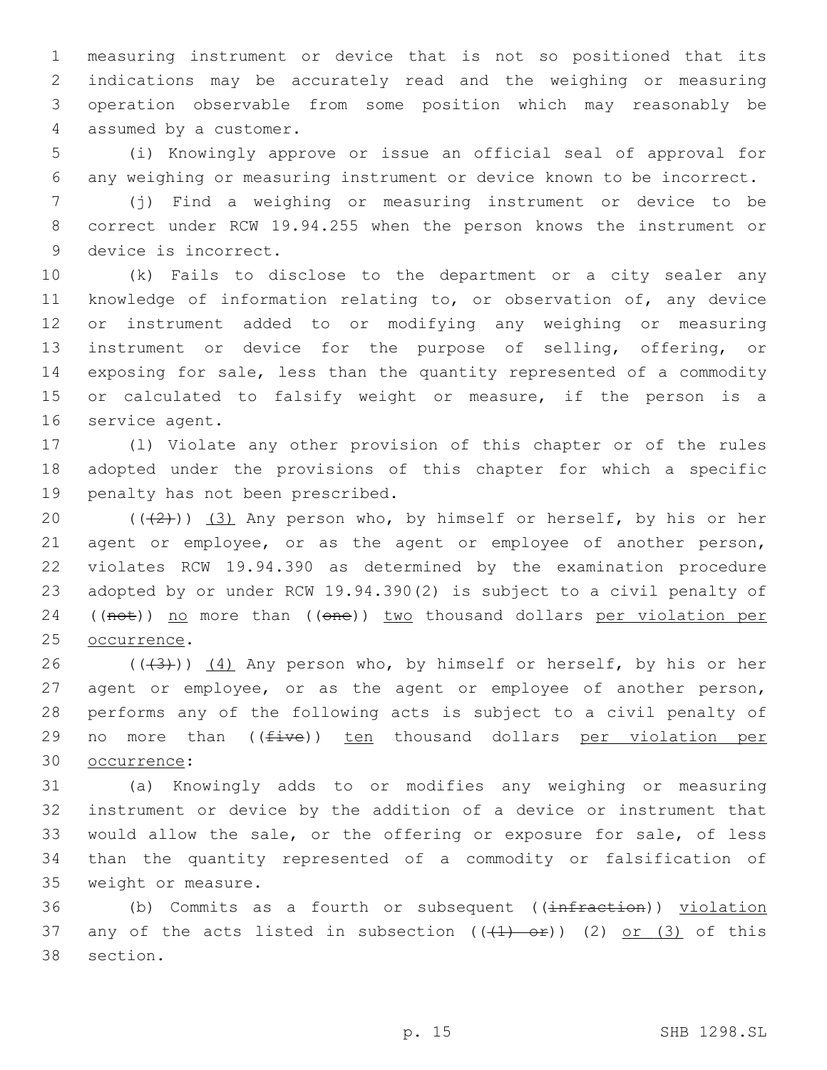measuring instrument or device that is not so positioned that its indications may be accurately read and the weighing or measuring operation observable from some position which may reasonably be assumed by a customer.

(i) Knowingly approve or issue an official seal of approval for any weighing or measuring instrument or device known to be incorrect.

(j) Find a weighing or measuring instrument or device to be correct under RCW 19.94.255 when the person knows the instrument or device is incorrect.

(k) Fails to disclose to the department or a city sealer any knowledge of information relating to, or observation of, any device or instrument added to or modifying any weighing or measuring instrument or device for the purpose of selling, offering, or exposing for sale, less than the quantity represented of a commodity or calculated to falsify weight or measure, if the person is a service agent.

(l) Violate any other provision of this chapter or of the rules adopted under the provisions of this chapter for which a specific penalty has not been prescribed.

(( ~~(2)~~ )) (3) Any person who, by himself or herself, by his or her agent or employee, or as the agent or employee of another person, violates RCW 19.94.390 as determined by the examination procedure adopted by or under RCW 19.94.390(2) is subject to a civil penalty of (( ~~not~~ )) no more than (( ~~one~~ )) two thousand dollars per violation per occurrence.

(( ~~(3)~~ )) (4) Any person who, by himself or herself, by his or her agent or employee, or as the agent or employee of another person, performs any of the following acts is subject to a civil penalty of no more than (( ~~five~~ )) ten thousand dollars per violation per occurrence:

(a) Knowingly adds to or modifies any weighing or measuring instrument or device by the addition of a device or instrument that would allow the sale, or the offering or exposure for sale, of less than the quantity represented of a commodity or falsification of weight or measure.

(b) Commits as a fourth or subsequent (( ~~infraction~~ )) violation any of the acts listed in subsection (( ~~(1) or~~ )) (2) or (3) of this section.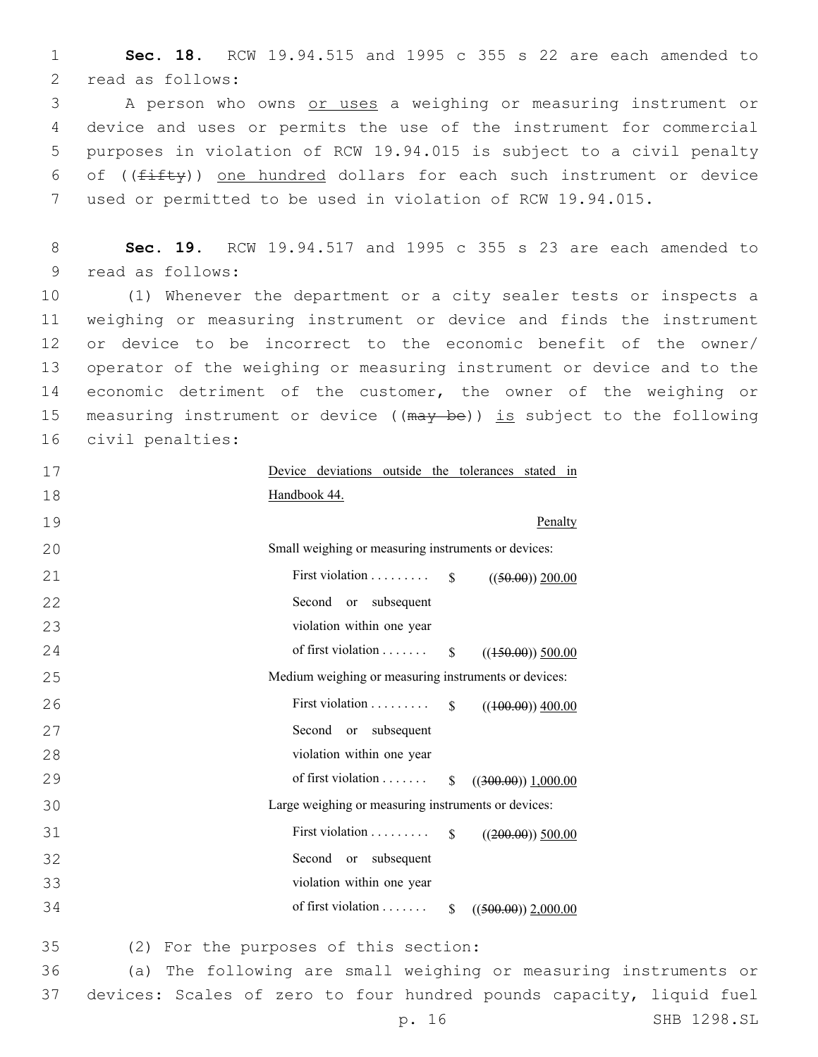**Sec. 18.** RCW 19.94.515 and 1995 c 355 s 22 are each amended to read as follows:

A person who owns <u>or uses</u> a weighing or measuring instrument or device and uses or permits the use of the instrument for commercial purposes in violation of RCW 19.94.015 is subject to a civil penalty of ((~~fifty~~)) <u>one hundred</u> dollars for each such instrument or device used or permitted to be used in violation of RCW 19.94.015.

**Sec. 19.** RCW 19.94.517 and 1995 c 355 s 23 are each amended to read as follows:

(1) Whenever the department or a city sealer tests or inspects a weighing or measuring instrument or device and finds the instrument or device to be incorrect to the economic benefit of the owner/operator of the weighing or measuring instrument or device and to the economic detriment of the customer, the owner of the weighing or measuring instrument or device ((~~may be~~)) <u>is</u> subject to the following civil penalties:

<u>Device deviations outside the tolerances stated in Handbook 44.</u>

| | | <u>Penalty</u> |
|---|---|---|
| Small weighing or measuring instruments or devices: | | |
| First violation . . . . . . . . . | $ | ((~~50.00~~)) <u>200.00</u> |
| Second or subsequent violation within one year of first violation . . . . . . . | $ | ((~~150.00~~)) <u>500.00</u> |
| Medium weighing or measuring instruments or devices: | | |
| First violation . . . . . . . . . | $ | ((~~100.00~~)) <u>400.00</u> |
| Second or subsequent violation within one year of first violation . . . . . . . | $ | ((~~300.00~~)) <u>1,000.00</u> |
| Large weighing or measuring instruments or devices: | | |
| First violation . . . . . . . . . | $ | ((~~200.00~~)) <u>500.00</u> |
| Second or subsequent violation within one year of first violation . . . . . . . | $ | ((~~500.00~~)) <u>2,000.00</u> |

(2) For the purposes of this section:

(a) The following are small weighing or measuring instruments or devices: Scales of zero to four hundred pounds capacity, liquid fuel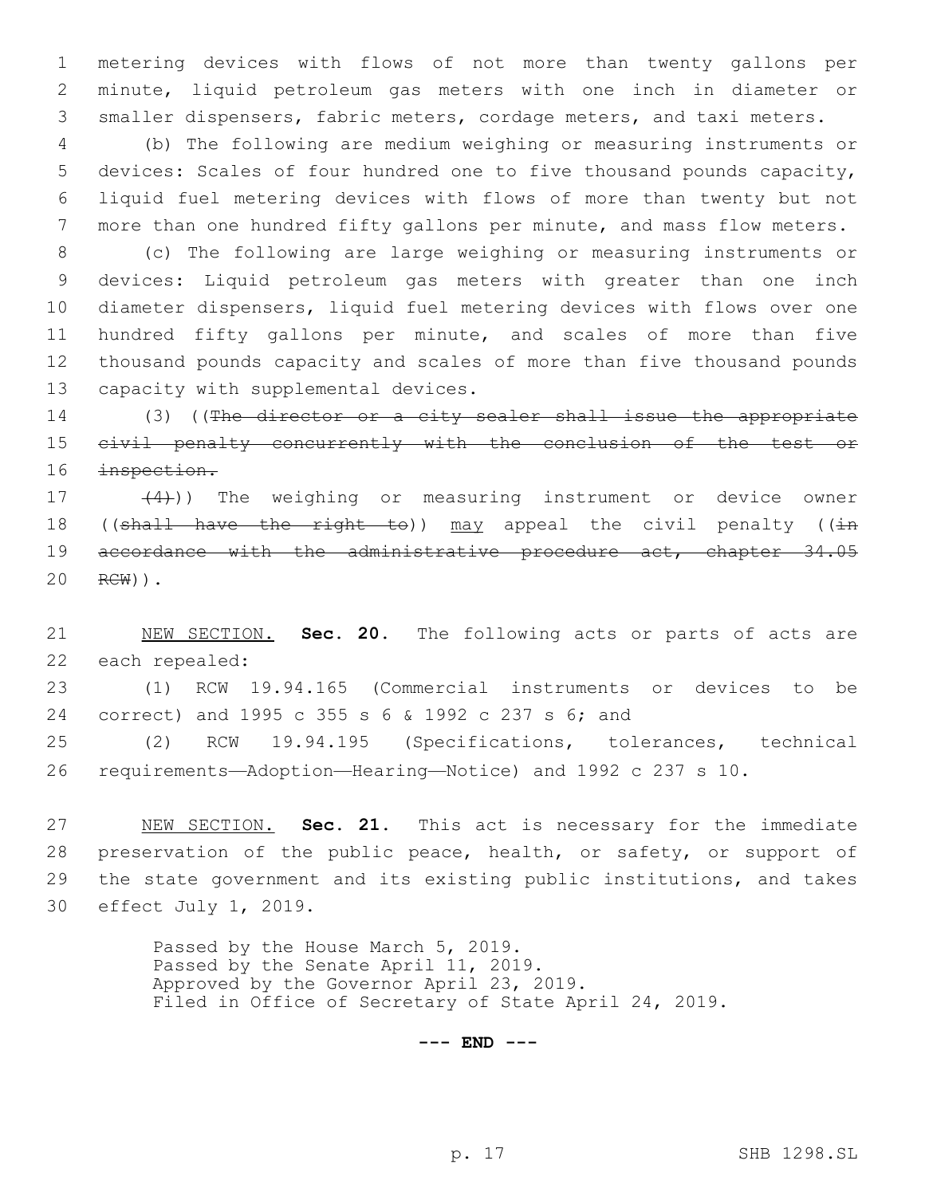metering devices with flows of not more than twenty gallons per minute, liquid petroleum gas meters with one inch in diameter or smaller dispensers, fabric meters, cordage meters, and taxi meters.

(b) The following are medium weighing or measuring instruments or devices: Scales of four hundred one to five thousand pounds capacity, liquid fuel metering devices with flows of more than twenty but not more than one hundred fifty gallons per minute, and mass flow meters.

(c) The following are large weighing or measuring instruments or devices: Liquid petroleum gas meters with greater than one inch diameter dispensers, liquid fuel metering devices with flows over one hundred fifty gallons per minute, and scales of more than five thousand pounds capacity and scales of more than five thousand pounds capacity with supplemental devices.

(3) ((~~The director or a city sealer shall issue the appropriate civil penalty concurrently with the conclusion of the test or inspection.~~

~~(4)~~)) The weighing or measuring instrument or device owner ((~~shall have the right to~~)) may appeal the civil penalty ((~~in accordance with the administrative procedure act, chapter 34.05 RCW~~)).

NEW SECTION. **Sec. 20.** The following acts or parts of acts are each repealed:

(1) RCW 19.94.165 (Commercial instruments or devices to be correct) and 1995 c 355 s 6 & 1992 c 237 s 6; and

(2) RCW 19.94.195 (Specifications, tolerances, technical requirements—Adoption—Hearing—Notice) and 1992 c 237 s 10.

NEW SECTION. **Sec. 21.** This act is necessary for the immediate preservation of the public peace, health, or safety, or support of the state government and its existing public institutions, and takes effect July 1, 2019.

Passed by the House March 5, 2019.
Passed by the Senate April 11, 2019.
Approved by the Governor April 23, 2019.
Filed in Office of Secretary of State April 24, 2019.

**--- END ---**